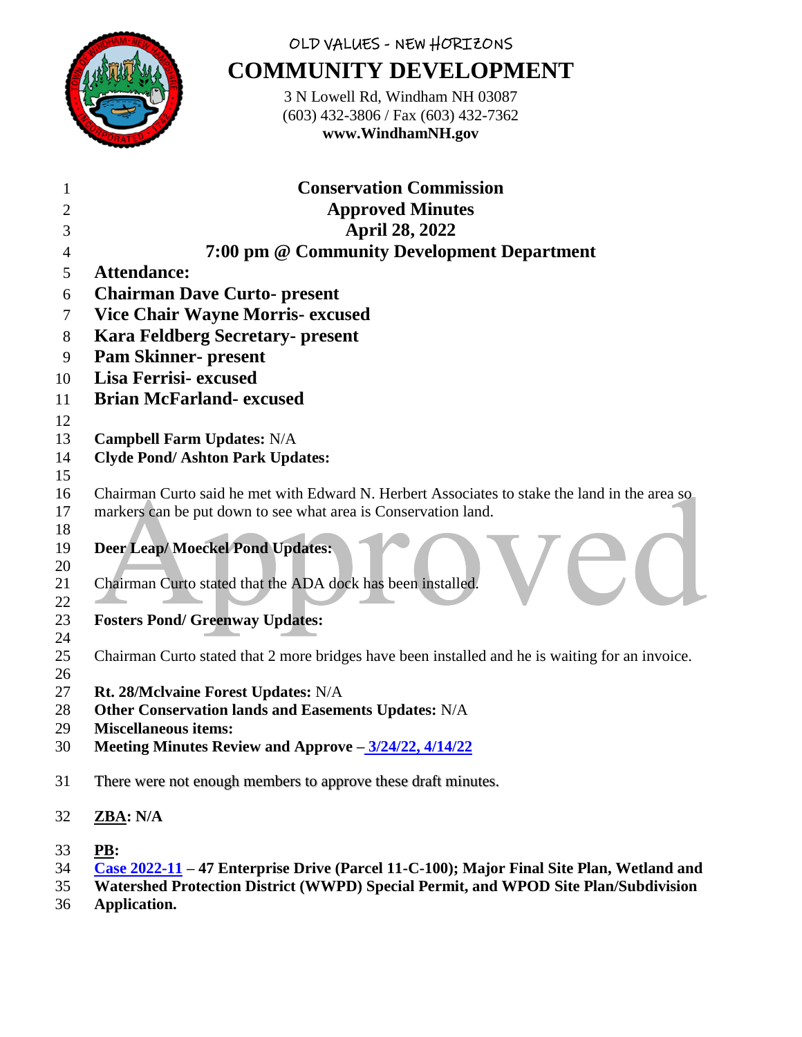OLD VALUES - NEW HORIZONS

# COMMUNITY DEVELOPMENT

3 N Lowell Rd, Windham NH 03087
(603) 432-3806 / Fax (603) 432-7362
**www.WindhamNH.gov**

## Conservation Commission
## Approved Minutes
## April 28, 2022
## 7:00 pm @ Community Development Department

**Attendance:**
**Chairman Dave Curto- present**
**Vice Chair Wayne Morris- excused**
**Kara Feldberg Secretary- present**
**Pam Skinner- present**
**Lisa Ferrisi- excused**
**Brian McFarland- excused**

**Campbell Farm Updates:** N/A
**Clyde Pond/ Ashton Park Updates:**

Chairman Curto said he met with Edward N. Herbert Associates to stake the land in the area so markers can be put down to see what area is Conservation land.

**Deer Leap/ Moeckel Pond Updates:**

Chairman Curto stated that the ADA dock has been installed.

**Fosters Pond/ Greenway Updates:**

Chairman Curto stated that 2 more bridges have been installed and he is waiting for an invoice.

**Rt. 28/Mclvaine Forest Updates:** N/A
**Other Conservation lands and Easements Updates:** N/A
**Miscellaneous items:**
**Meeting Minutes Review and Approve – 3/24/22, 4/14/22**

There were not enough members to approve these draft minutes.

**ZBA: N/A**

**PB:**
**Case 2022-11 – 47 Enterprise Drive (Parcel 11-C-100); Major Final Site Plan, Wetland and Watershed Protection District (WWPD) Special Permit, and WPOD Site Plan/Subdivision Application.**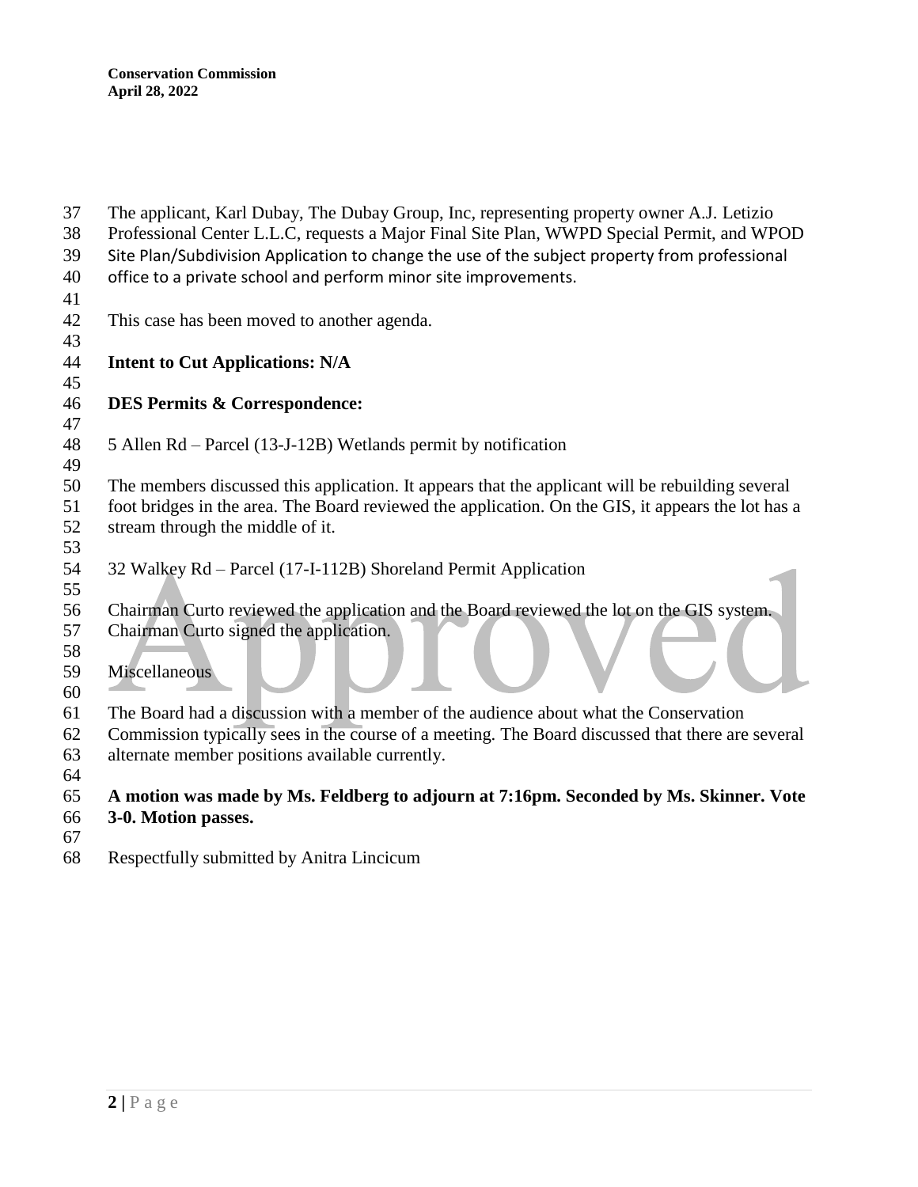The applicant, Karl Dubay, The Dubay Group, Inc, representing property owner A.J. Letizio Professional Center L.L.C, requests a Major Final Site Plan, WWPD Special Permit, and WPOD Site Plan/Subdivision Application to change the use of the subject property from professional office to a private school and perform minor site improvements.

This case has been moved to another agenda.

**Intent to Cut Applications: N/A**

**DES Permits & Correspondence:**

5 Allen Rd – Parcel (13-J-12B) Wetlands permit by notification

The members discussed this application. It appears that the applicant will be rebuilding several foot bridges in the area. The Board reviewed the application. On the GIS, it appears the lot has a stream through the middle of it.

32 Walkey Rd – Parcel (17-I-112B) Shoreland Permit Application

Chairman Curto reviewed the application and the Board reviewed the lot on the GIS system. Chairman Curto signed the application.

Miscellaneous

The Board had a discussion with a member of the audience about what the Conservation Commission typically sees in the course of a meeting. The Board discussed that there are several alternate member positions available currently.

**A motion was made by Ms. Feldberg to adjourn at 7:16pm. Seconded by Ms. Skinner. Vote 3-0. Motion passes.**

Respectfully submitted by Anitra Lincicum